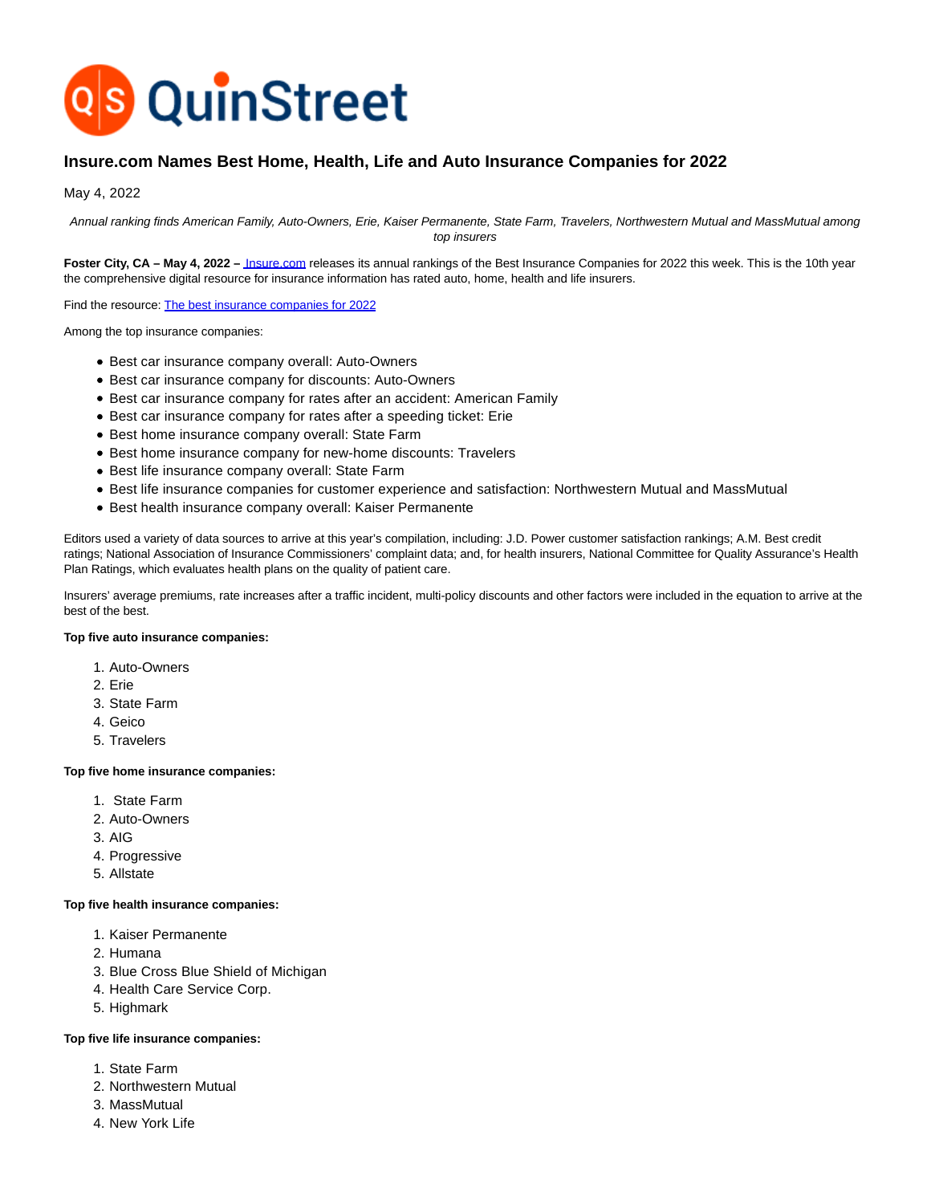QuinStreet

# Insure.com Names Best Home, Health, Life and Auto Insurance Companies for 2022

May 4, 2022

*Annual ranking finds American Family, Auto-Owners, Erie, Kaiser Permanente, State Farm, Travelers, Northwestern Mutual and MassMutual among top insurers*

**Foster City, CA – May 4, 2022 –** Insure.com releases its annual rankings of the Best Insurance Companies for 2022 this week. This is the 10th year the comprehensive digital resource for insurance information has rated auto, home, health and life insurers.

Find the resource: The best insurance companies for 2022

Among the top insurance companies:

- Best car insurance company overall: Auto-Owners
- Best car insurance company for discounts: Auto-Owners
- Best car insurance company for rates after an accident: American Family
- Best car insurance company for rates after a speeding ticket: Erie
- Best home insurance company overall: State Farm
- Best home insurance company for new-home discounts: Travelers
- Best life insurance company overall: State Farm
- Best life insurance companies for customer experience and satisfaction: Northwestern Mutual and MassMutual
- Best health insurance company overall: Kaiser Permanente

Editors used a variety of data sources to arrive at this year's compilation, including: J.D. Power customer satisfaction rankings; A.M. Best credit ratings; National Association of Insurance Commissioners' complaint data; and, for health insurers, National Committee for Quality Assurance's Health Plan Ratings, which evaluates health plans on the quality of patient care.

Insurers' average premiums, rate increases after a traffic incident, multi-policy discounts and other factors were included in the equation to arrive at the best of the best.

**Top five auto insurance companies:**

1. Auto-Owners
2. Erie
3. State Farm
4. Geico
5. Travelers

**Top five home insurance companies:**

1. State Farm
2. Auto-Owners
3. AIG
4. Progressive
5. Allstate

**Top five health insurance companies:**

1. Kaiser Permanente
2. Humana
3. Blue Cross Blue Shield of Michigan
4. Health Care Service Corp.
5. Highmark

**Top five life insurance companies:**

1. State Farm
2. Northwestern Mutual
3. MassMutual
4. New York Life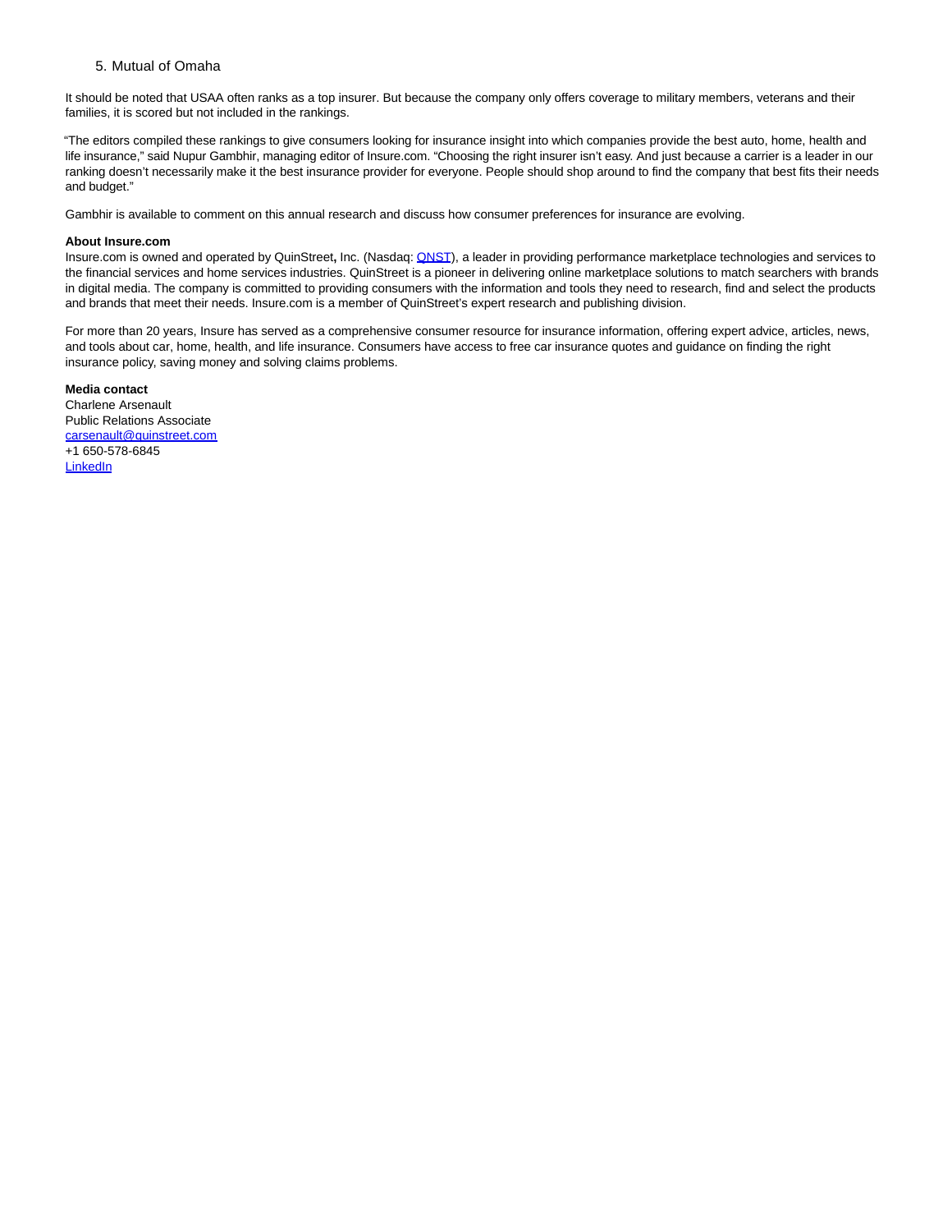5. Mutual of Omaha

It should be noted that USAA often ranks as a top insurer. But because the company only offers coverage to military members, veterans and their families, it is scored but not included in the rankings.

"The editors compiled these rankings to give consumers looking for insurance insight into which companies provide the best auto, home, health and life insurance," said Nupur Gambhir, managing editor of Insure.com. "Choosing the right insurer isn't easy. And just because a carrier is a leader in our ranking doesn't necessarily make it the best insurance provider for everyone. People should shop around to find the company that best fits their needs and budget."

Gambhir is available to comment on this annual research and discuss how consumer preferences for insurance are evolving.

**About Insure.com**
Insure.com is owned and operated by QuinStreet**,** Inc. (Nasdaq: QNST), a leader in providing performance marketplace technologies and services to the financial services and home services industries. QuinStreet is a pioneer in delivering online marketplace solutions to match searchers with brands in digital media. The company is committed to providing consumers with the information and tools they need to research, find and select the products and brands that meet their needs. Insure.com is a member of QuinStreet's expert research and publishing division.

For more than 20 years, Insure has served as a comprehensive consumer resource for insurance information, offering expert advice, articles, news, and tools about car, home, health, and life insurance. Consumers have access to free car insurance quotes and guidance on finding the right insurance policy, saving money and solving claims problems.

**Media contact**
Charlene Arsenault
Public Relations Associate
carsenault@quinstreet.com
+1 650-578-6845
LinkedIn